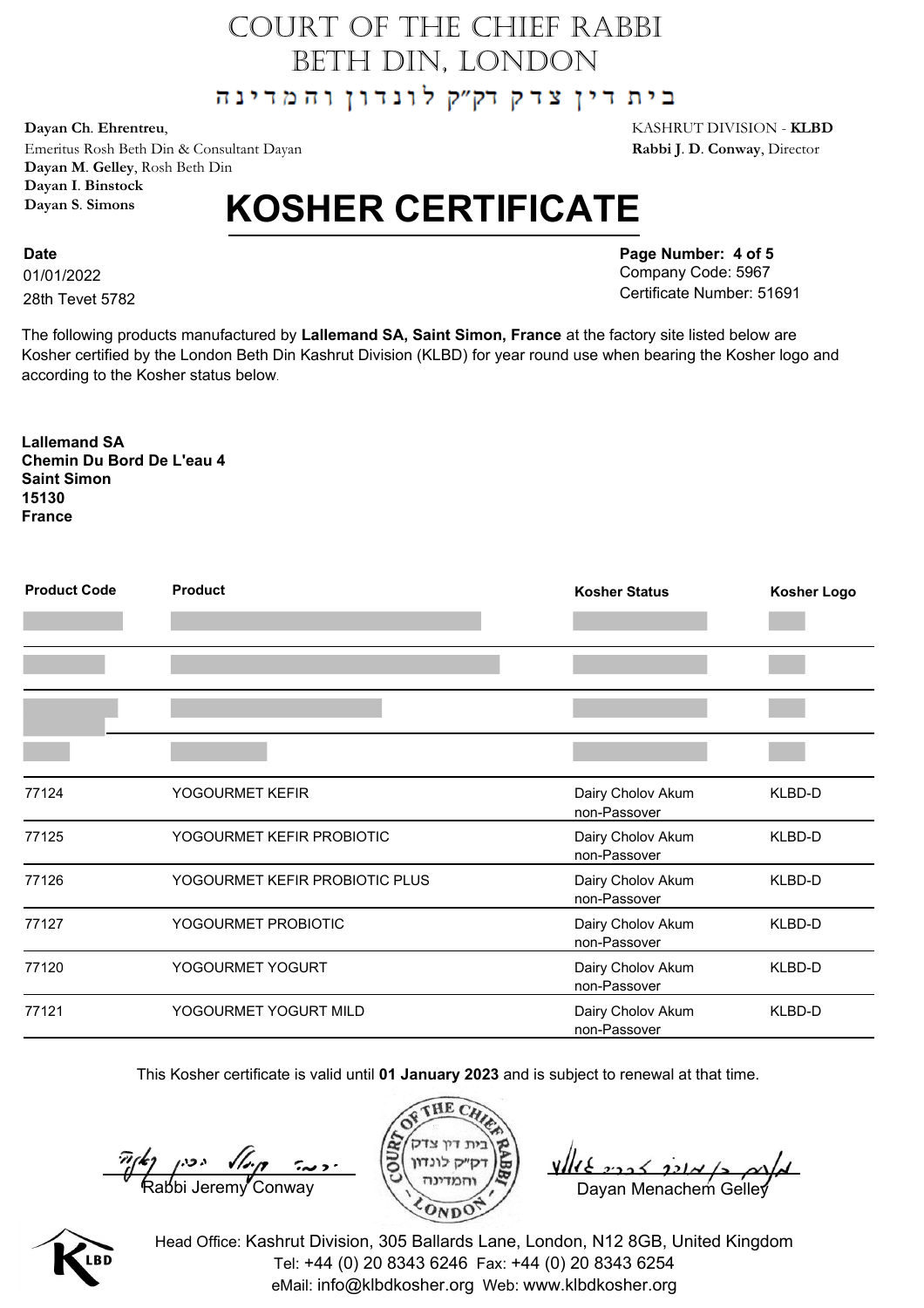# COURT OF THE CHIEF RABBI
# BETH DIN, LONDON

בית דין צדק דק"ק לונדון והמדינה

**Dayan Ch. Ehrentreu**,
Emeritus Rosh Beth Din & Consultant Dayan
**Dayan M. Gelley**, Rosh Beth Din
**Dayan I. Binstock**
**Dayan S. Simons**

KASHRUT DIVISION - **KLBD**
**Rabbi J. D. Conway**, Director

## KOSHER CERTIFICATE

**Date**
01/01/2022
28th Tevet 5782

**Page Number: 4 of 5**
Company Code: 5967
Certificate Number: 51691

The following products manufactured by **Lallemand SA, Saint Simon, France** at the factory site listed below are Kosher certified by the London Beth Din Kashrut Division (KLBD) for year round use when bearing the Kosher logo and according to the Kosher status below.

**Lallemand SA**
**Chemin Du Bord De L'eau 4**
**Saint Simon**
**15130**
**France**

| Product Code | Product | Kosher Status | Kosher Logo |
|---|---|---|---|
| | | | |
| | | | |
| | | | |
| | | | |
| 77124 | YOGOURMET KEFIR | Dairy Cholov Akum non-Passover | KLBD-D |
| 77125 | YOGOURMET KEFIR PROBIOTIC | Dairy Cholov Akum non-Passover | KLBD-D |
| 77126 | YOGOURMET KEFIR PROBIOTIC PLUS | Dairy Cholov Akum non-Passover | KLBD-D |
| 77127 | YOGOURMET PROBIOTIC | Dairy Cholov Akum non-Passover | KLBD-D |
| 77120 | YOGOURMET YOGURT | Dairy Cholov Akum non-Passover | KLBD-D |
| 77121 | YOGOURMET YOGURT MILD | Dairy Cholov Akum non-Passover | KLBD-D |

This Kosher certificate is valid until **01 January 2023** and is subject to renewal at that time.

Rabbi Jeremy Conway

Dayan Menachem Gelley

Head Office: Kashrut Division, 305 Ballards Lane, London, N12 8GB, United Kingdom
Tel: +44 (0) 20 8343 6246 Fax: +44 (0) 20 8343 6254
eMail: info@klbdkosher.org Web: www.klbdkosher.org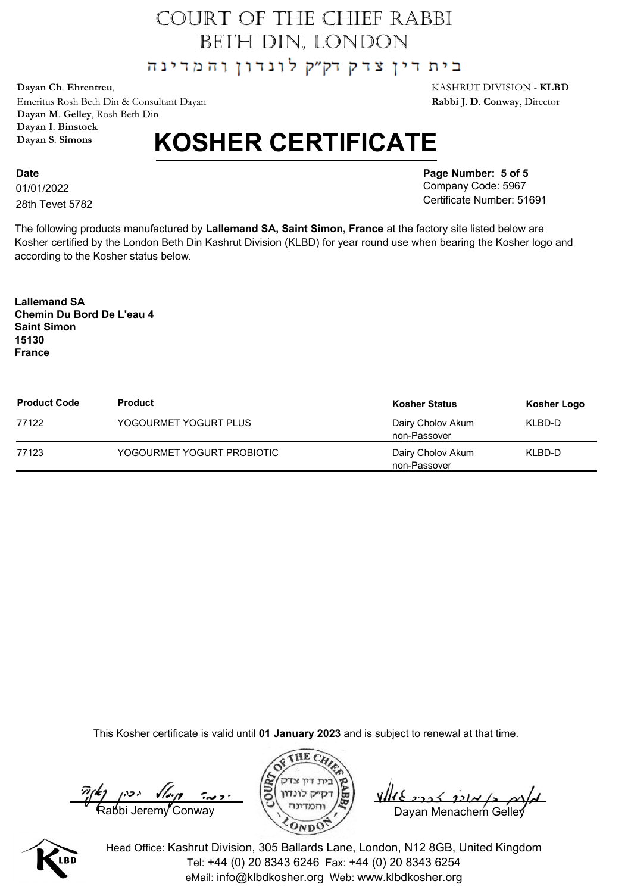# COURT OF THE CHIEF RABBI
# BETH DIN, LONDON

בית דין צדק דק"ק לונדון והמדינה

**Dayan Ch. Ehrentreu**,
Emeritus Rosh Beth Din & Consultant Dayan
**Dayan M. Gelley**, Rosh Beth Din
**Dayan I. Binstock**
**Dayan S. Simons**

KASHRUT DIVISION - **KLBD**
**Rabbi J. D. Conway**, Director

# KOSHER CERTIFICATE

**Date**
01/01/2022
28th Tevet 5782

**Page Number: 5 of 5**
Company Code: 5967
Certificate Number: 51691

The following products manufactured by **Lallemand SA, Saint Simon, France** at the factory site listed below are Kosher certified by the London Beth Din Kashrut Division (KLBD) for year round use when bearing the Kosher logo and according to the Kosher status below.

**Lallemand SA**
**Chemin Du Bord De L'eau 4**
**Saint Simon**
**15130**
**France**

| Product Code | Product | Kosher Status | Kosher Logo |
|---|---|---|---|
| 77122 | YOGOURMET YOGURT PLUS | Dairy Cholov Akum non-Passover | KLBD-D |
| 77123 | YOGOURMET YOGURT PROBIOTIC | Dairy Cholov Akum non-Passover | KLBD-D |

This Kosher certificate is valid until **01 January 2023** and is subject to renewal at that time.

Rabbi Jeremy Conway

Dayan Menachem Gelley

Head Office: Kashrut Division, 305 Ballards Lane, London, N12 8GB, United Kingdom
Tel: +44 (0) 20 8343 6246 Fax: +44 (0) 20 8343 6254
eMail: info@klbdkosher.org Web: www.klbdkosher.org